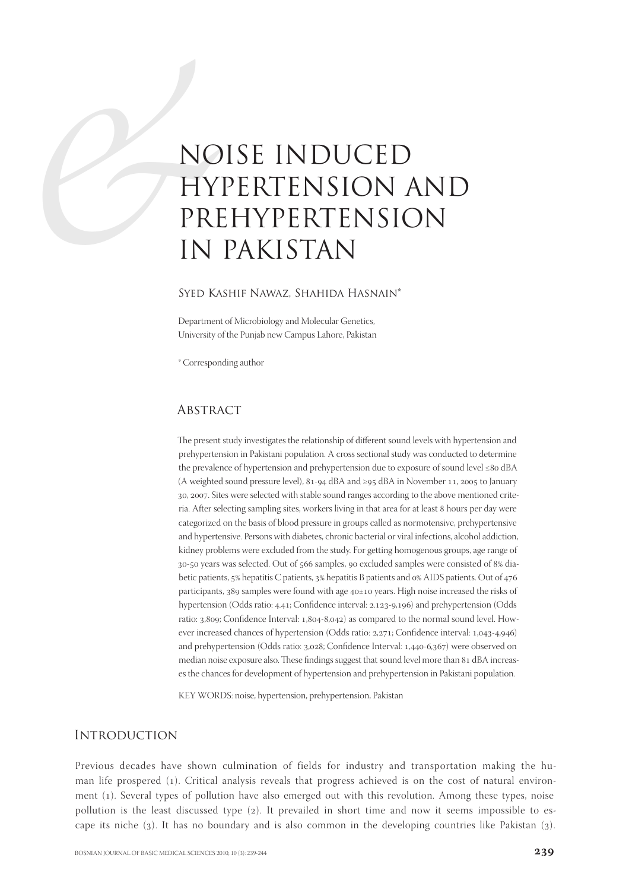# NOISE INDUCED HYPERTENSION AND PREHYPERTENSION IN PAKISTAN

Syed Kashif Nawaz, Shahida Hasnain*

Department of Microbiology and Molecular Genetics, University of the Punjab new Campus Lahore, Pakistan

* Corresponding author

## Abstract

The present study investigates the relationship of different sound levels with hypertension and prehypertension in Pakistani population. A cross sectional study was conducted to determine the prevalence of hypertension and prehypertension due to exposure of sound level ≤80 dBA (A weighted sound pressure level), 81-94 dBA and ≥95 dBA in November 11, 2005 to January 30, 2007. Sites were selected with stable sound ranges according to the above mentioned criteria. After selecting sampling sites, workers living in that area for at least 8 hours per day were categorized on the basis of blood pressure in groups called as normotensive, prehypertensive and hypertensive. Persons with diabetes, chronic bacterial or viral infections, alcohol addiction, kidney problems were excluded from the study. For getting homogenous groups, age range of 30-50 years was selected. Out of 566 samples, 90 excluded samples were consisted of 8% diabetic patients, 5% hepatitis C patients, 3% hepatitis B patients and 0% AIDS patients. Out of 476 participants, 389 samples were found with age 40±10 years. High noise increased the risks of hypertension (Odds ratio: 4.41; Confidence interval: 2.123-9,196) and prehypertension (Odds ratio: 3,809; Confidence Interval: 1,804-8,042) as compared to the normal sound level. However increased chances of hypertension (Odds ratio: 2,271; Confidence interval: 1,043-4,946) and prehypertension (Odds ratio: 3,028; Confidence Interval: 1,440-6,367) were observed on median noise exposure also. These findings suggest that sound level more than 81 dBA increases the chances for development of hypertension and prehypertension in Pakistani population.

KEY WORDS: noise, hypertension, prehypertension, Pakistan

## Introduction

Previous decades have shown culmination of fields for industry and transportation making the human life prospered (1). Critical analysis reveals that progress achieved is on the cost of natural environment (1). Several types of pollution have also emerged out with this revolution. Among these types, noise pollution is the least discussed type (2). It prevailed in short time and now it seems impossible to escape its niche (3). It has no boundary and is also common in the developing countries like Pakistan (3).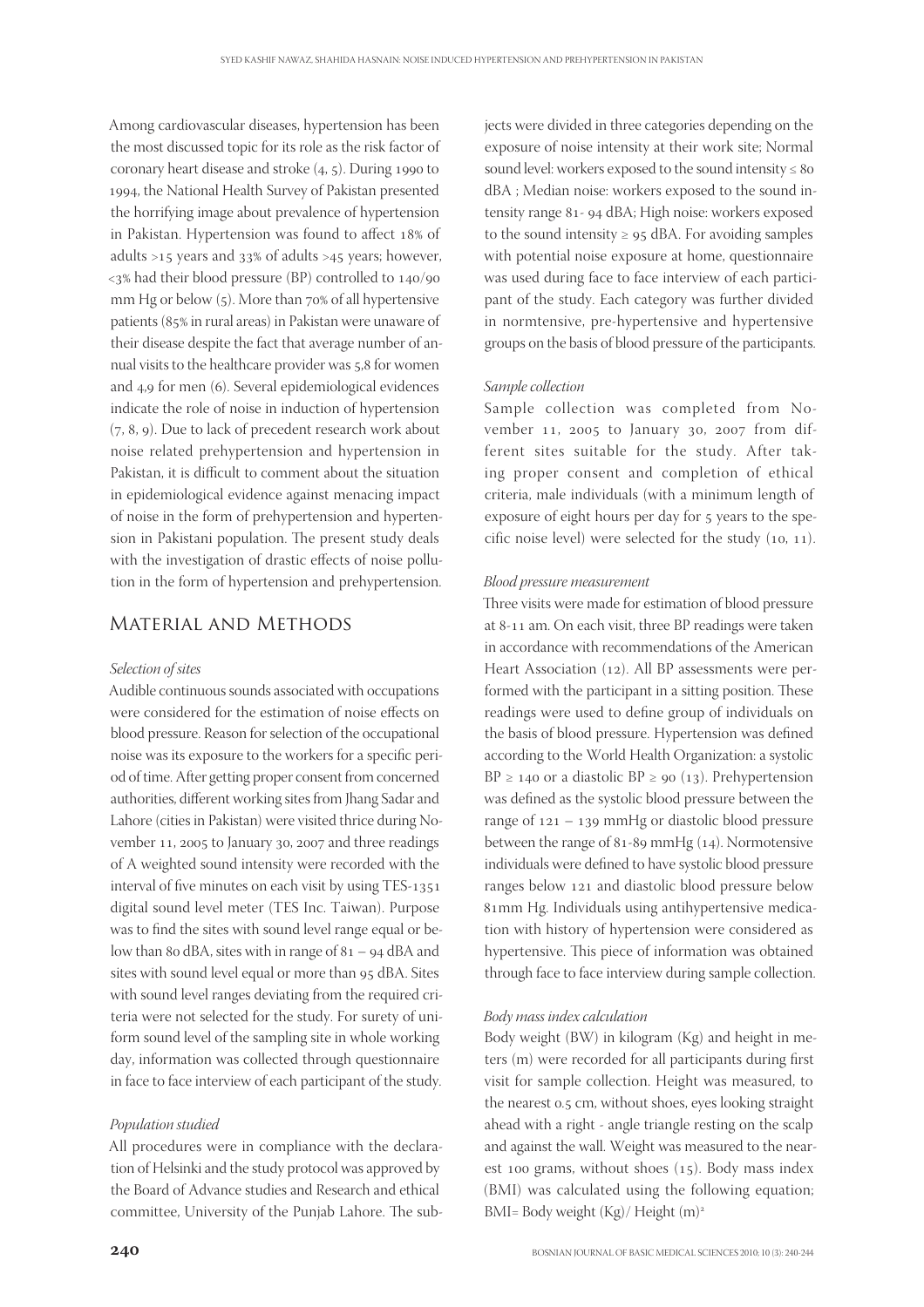Among cardiovascular diseases, hypertension has been the most discussed topic for its role as the risk factor of coronary heart disease and stroke (4, 5). During 1990 to 1994, the National Health Survey of Pakistan presented the horrifying image about prevalence of hypertension in Pakistan. Hypertension was found to affect 18% of adults >15 years and 33% of adults >45 years; however, <3% had their blood pressure (BP) controlled to 140/90 mm Hg or below (5). More than 70% of all hypertensive patients (85% in rural areas) in Pakistan were unaware of their disease despite the fact that average number of annual visits to the healthcare provider was 5,8 for women and 4,9 for men (6). Several epidemiological evidences indicate the role of noise in induction of hypertension (7, 8, 9). Due to lack of precedent research work about noise related prehypertension and hypertension in Pakistan, it is difficult to comment about the situation in epidemiological evidence against menacing impact of noise in the form of prehypertension and hypertension in Pakistani population. The present study deals with the investigation of drastic effects of noise pollution in the form of hypertension and prehypertension.

## Material and Methods

### *Selection of sites*

Audible continuous sounds associated with occupations were considered for the estimation of noise effects on blood pressure. Reason for selection of the occupational noise was its exposure to the workers for a specific period of time. After getting proper consent from concerned authorities, different working sites from Jhang Sadar and Lahore (cities in Pakistan) were visited thrice during November 11, 2005 to January 30, 2007 and three readings of A weighted sound intensity were recorded with the interval of five minutes on each visit by using TES-1351 digital sound level meter (TES Inc. Taiwan). Purpose was to find the sites with sound level range equal or below than 80 dBA, sites with in range of 81 – 94 dBA and sites with sound level equal or more than 95 dBA. Sites with sound level ranges deviating from the required criteria were not selected for the study. For surety of uniform sound level of the sampling site in whole working day, information was collected through questionnaire in face to face interview of each participant of the study.

### *Population studied*

All procedures were in compliance with the declaration of Helsinki and the study protocol was approved by the Board of Advance studies and Research and ethical committee, University of the Punjab Lahore. The subjects were divided in three categories depending on the exposure of noise intensity at their work site; Normal sound level: workers exposed to the sound intensity ≤ 80 dBA ; Median noise: workers exposed to the sound intensity range 81- 94 dBA; High noise: workers exposed to the sound intensity ≥ 95 dBA. For avoiding samples with potential noise exposure at home, questionnaire was used during face to face interview of each participant of the study. Each category was further divided in normtensive, pre-hypertensive and hypertensive groups on the basis of blood pressure of the participants.

### *Sample collection*

Sample collection was completed from November 11, 2005 to January 30, 2007 from different sites suitable for the study. After taking proper consent and completion of ethical criteria, male individuals (with a minimum length of exposure of eight hours per day for 5 years to the specific noise level) were selected for the study (10, 11).

### *Blood pressure measurement*

Three visits were made for estimation of blood pressure at 8-11 am. On each visit, three BP readings were taken in accordance with recommendations of the American Heart Association (12). All BP assessments were performed with the participant in a sitting position. These readings were used to define group of individuals on the basis of blood pressure. Hypertension was defined according to the World Health Organization: a systolic BP ≥ 140 or a diastolic BP ≥ 90 (13). Prehypertension was defined as the systolic blood pressure between the range of 121 – 139 mmHg or diastolic blood pressure between the range of 81-89 mmHg (14). Normotensive individuals were defined to have systolic blood pressure ranges below 121 and diastolic blood pressure below 81mm Hg. Individuals using antihypertensive medication with history of hypertension were considered as hypertensive. This piece of information was obtained through face to face interview during sample collection.

### *Body mass index calculation*

Body weight (BW) in kilogram (Kg) and height in meters (m) were recorded for all participants during first visit for sample collection. Height was measured, to the nearest 0.5 cm, without shoes, eyes looking straight ahead with a right - angle triangle resting on the scalp and against the wall. Weight was measured to the nearest 100 grams, without shoes (15). Body mass index (BMI) was calculated using the following equation; BMI= Body weight (Kg)/ Height $(m)^2$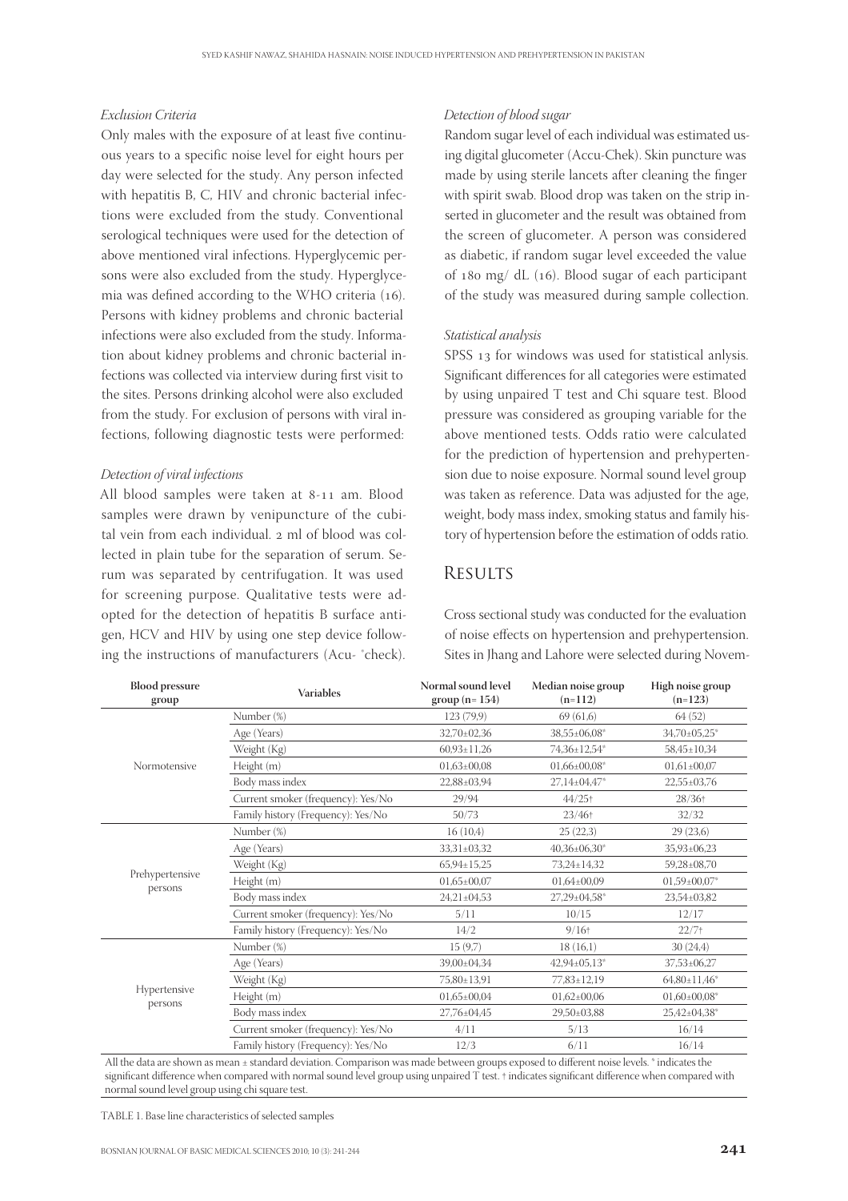### *Exclusion Criteria*

Only males with the exposure of at least five continuous years to a specific noise level for eight hours per day were selected for the study. Any person infected with hepatitis B, C, HIV and chronic bacterial infections were excluded from the study. Conventional serological techniques were used for the detection of above mentioned viral infections. Hyperglycemic persons were also excluded from the study. Hyperglycemia was defined according to the WHO criteria (16). Persons with kidney problems and chronic bacterial infections were also excluded from the study. Information about kidney problems and chronic bacterial infections was collected via interview during first visit to the sites. Persons drinking alcohol were also excluded from the study. For exclusion of persons with viral infections, following diagnostic tests were performed:

### *Detection of viral infections*

All blood samples were taken at 8-11 am. Blood samples were drawn by venipuncture of the cubital vein from each individual. 2 ml of blood was collected in plain tube for the separation of serum. Serum was separated by centrifugation. It was used for screening purpose. Qualitative tests were adopted for the detection of hepatitis B surface antigen, HCV and HIV by using one step device following the instructions of manufacturers (Acu- ®check).

### *Detection of blood sugar*

Random sugar level of each individual was estimated using digital glucometer (Accu-Chek). Skin puncture was made by using sterile lancets after cleaning the finger with spirit swab. Blood drop was taken on the strip inserted in glucometer and the result was obtained from the screen of glucometer. A person was considered as diabetic, if random sugar level exceeded the value of 180 mg/ dL (16). Blood sugar of each participant of the study was measured during sample collection.

### *Statistical analysis*

SPSS 13 for windows was used for statistical anlysis. Significant differences for all categories were estimated by using unpaired T test and Chi square test. Blood pressure was considered as grouping variable for the above mentioned tests. Odds ratio were calculated for the prediction of hypertension and prehypertension due to noise exposure. Normal sound level group was taken as reference. Data was adjusted for the age, weight, body mass index, smoking status and family history of hypertension before the estimation of odds ratio.

## Results

Cross sectional study was conducted for the evaluation of noise effects on hypertension and prehypertension. Sites in Jhang and Lahore were selected during Novem-

| Blood pressure group | Variables | Normal sound level group (n= 154) | Median noise group (n=112) | High noise group (n=123) |
|---|---|---|---|---|
| Normotensive | Number (%) | 123 (79,9) | 69 (61,6) | 64 (52) |
| | Age (Years) | 32,70±02,36 | 38,55±06,08* | 34,70±05,25* |
| | Weight (Kg) | 60,93±11,26 | 74,36±12,54* | 58,45±10,34 |
| | Height (m) | 01,63±00,08 | 01,66±00,08* | 01,61±00,07 |
| | Body mass index | 22,88±03,94 | 27,14±04,47* | 22,55±03,76 |
| | Current smoker (frequency): Yes/No | 29/94 | 44/25† | 28/36† |
| | Family history (Frequency): Yes/No | 50/73 | 23/46† | 32/32 |
| Prehypertensive persons | Number (%) | 16 (10,4) | 25 (22,3) | 29 (23,6) |
| | Age (Years) | 33,31±03,32 | 40,36±06,30* | 35,93±06,23 |
| | Weight (Kg) | 65,94±15,25 | 73,24±14,32 | 59,28±08,70 |
| | Height (m) | 01,65±00,07 | 01,64±00,09 | 01,59±00,07* |
| | Body mass index | 24,21±04,53 | 27,29±04,58* | 23,54±03,82 |
| | Current smoker (frequency): Yes/No | 5/11 | 10/15 | 12/17 |
| | Family history (Frequency): Yes/No | 14/2 | 9/16† | 22/7† |
| Hypertensive persons | Number (%) | 15 (9,7) | 18 (16,1) | 30 (24,4) |
| | Age (Years) | 39,00±04,34 | 42,94±05,13* | 37,53±06,27 |
| | Weight (Kg) | 75,80±13,91 | 77,83±12,19 | 64,80±11,46* |
| | Height (m) | 01,65±00,04 | 01,62±00,06 | 01,60±00,08* |
| | Body mass index | 27,76±04,45 | 29,50±03,88 | 25,42±04,38* |
| | Current smoker (frequency): Yes/No | 4/11 | 5/13 | 16/14 |
| | Family history (Frequency): Yes/No | 12/3 | 6/11 | 16/14 |

All the data are shown as mean ± standard deviation. Comparison was made between groups exposed to different noise levels. * indicates the significant difference when compared with normal sound level group using unpaired T test. † indicates significant difference when compared with normal sound level group using chi square test.

TABLE 1. Base line characteristics of selected samples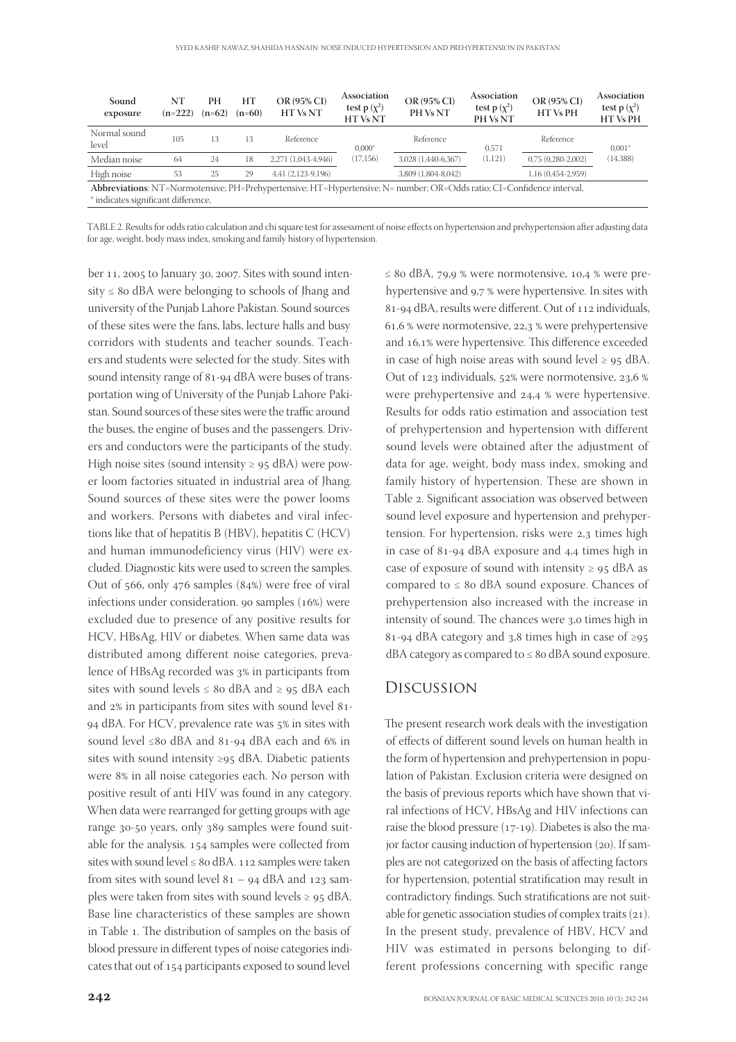| Sound exposure | NT (n=222) | PH (n=62) | HT (n=60) | OR (95% CI) HT Vs NT | Association test p ($\chi^2$) HT Vs NT | OR (95% CI) PH Vs NT | Association test p ($\chi^2$) PH Vs NT | OR (95% CI) HT Vs PH | Association test p ($\chi^2$) HT Vs PH |
|---|---|---|---|---|---|---|---|---|---|
| Normal sound level | 105 | 13 | 13 | Reference | 0,000* (17,156) | Reference | 0,571 (1,121) | Reference | 0,001* (14,388) |
| Median noise | 64 | 24 | 18 | 2,271 (1,043-4,946) | | 3,028 (1,440-6,367) | | 0,75 (0,280-2,002) | |
| High noise | 53 | 25 | 29 | 4,41 (2,123-9,196) | | 3,809 (1,804-8,042) | | 1,16 (0,454-2,959) | |

**Abbreviations**: NT=Normotensive; PH=Prehypertensive; HT=Hypertensive; N= number; OR=Odds ratio; CI=Confidence interval,
* indicates significant difference,

TABLE 2. Results for odds ratio calculation and chi square test for assessment of noise effects on hypertension and prehypertension after adjusting data for age, weight, body mass index, smoking and family history of hypertension.

ber 11, 2005 to January 30, 2007. Sites with sound intensity ≤ 80 dBA were belonging to schools of Jhang and university of the Punjab Lahore Pakistan. Sound sources of these sites were the fans, labs, lecture halls and busy corridors with students and teacher sounds. Teachers and students were selected for the study. Sites with sound intensity range of 81-94 dBA were buses of transportation wing of University of the Punjab Lahore Pakistan. Sound sources of these sites were the traffic around the buses, the engine of buses and the passengers. Drivers and conductors were the participants of the study. High noise sites (sound intensity ≥ 95 dBA) were power loom factories situated in industrial area of Jhang. Sound sources of these sites were the power looms and workers. Persons with diabetes and viral infections like that of hepatitis B (HBV), hepatitis C (HCV) and human immunodeficiency virus (HIV) were excluded. Diagnostic kits were used to screen the samples. Out of 566, only 476 samples (84%) were free of viral infections under consideration. 90 samples (16%) were excluded due to presence of any positive results for HCV, HBsAg, HIV or diabetes. When same data was distributed among different noise categories, prevalence of HBsAg recorded was 3% in participants from sites with sound levels ≤ 80 dBA and ≥ 95 dBA each and 2% in participants from sites with sound level 81-94 dBA. For HCV, prevalence rate was 5% in sites with sound level ≤80 dBA and 81-94 dBA each and 6% in sites with sound intensity ≥95 dBA. Diabetic patients were 8% in all noise categories each. No person with positive result of anti HIV was found in any category. When data were rearranged for getting groups with age range 30-50 years, only 389 samples were found suitable for the analysis. 154 samples were collected from sites with sound level ≤ 80 dBA. 112 samples were taken from sites with sound level 81 – 94 dBA and 123 samples were taken from sites with sound levels ≥ 95 dBA. Base line characteristics of these samples are shown in Table 1. The distribution of samples on the basis of blood pressure in different types of noise categories indicates that out of 154 participants exposed to sound level ≤ 80 dBA, 79,9 % were normotensive, 10,4 % were prehypertensive and 9,7 % were hypertensive. In sites with 81-94 dBA, results were different. Out of 112 individuals, 61,6 % were normotensive, 22,3 % were prehypertensive and 16,1% were hypertensive. This difference exceeded in case of high noise areas with sound level ≥ 95 dBA. Out of 123 individuals, 52% were normotensive, 23,6 % were prehypertensive and 24,4 % were hypertensive. Results for odds ratio estimation and association test of prehypertension and hypertension with different sound levels were obtained after the adjustment of data for age, weight, body mass index, smoking and family history of hypertension. These are shown in Table 2. Significant association was observed between sound level exposure and hypertension and prehypertension. For hypertension, risks were 2,3 times high in case of 81-94 dBA exposure and 4,4 times high in case of exposure of sound with intensity ≥ 95 dBA as compared to ≤ 80 dBA sound exposure. Chances of prehypertension also increased with the increase in intensity of sound. The chances were 3,0 times high in 81-94 dBA category and 3,8 times high in case of ≥95 dBA category as compared to ≤ 80 dBA sound exposure.

## Discussion

The present research work deals with the investigation of effects of different sound levels on human health in the form of hypertension and prehypertension in population of Pakistan. Exclusion criteria were designed on the basis of previous reports which have shown that viral infections of HCV, HBsAg and HIV infections can raise the blood pressure (17-19). Diabetes is also the major factor causing induction of hypertension (20). If samples are not categorized on the basis of affecting factors for hypertension, potential stratification may result in contradictory findings. Such stratifications are not suitable for genetic association studies of complex traits (21). In the present study, prevalence of HBV, HCV and HIV was estimated in persons belonging to different professions concerning with specific range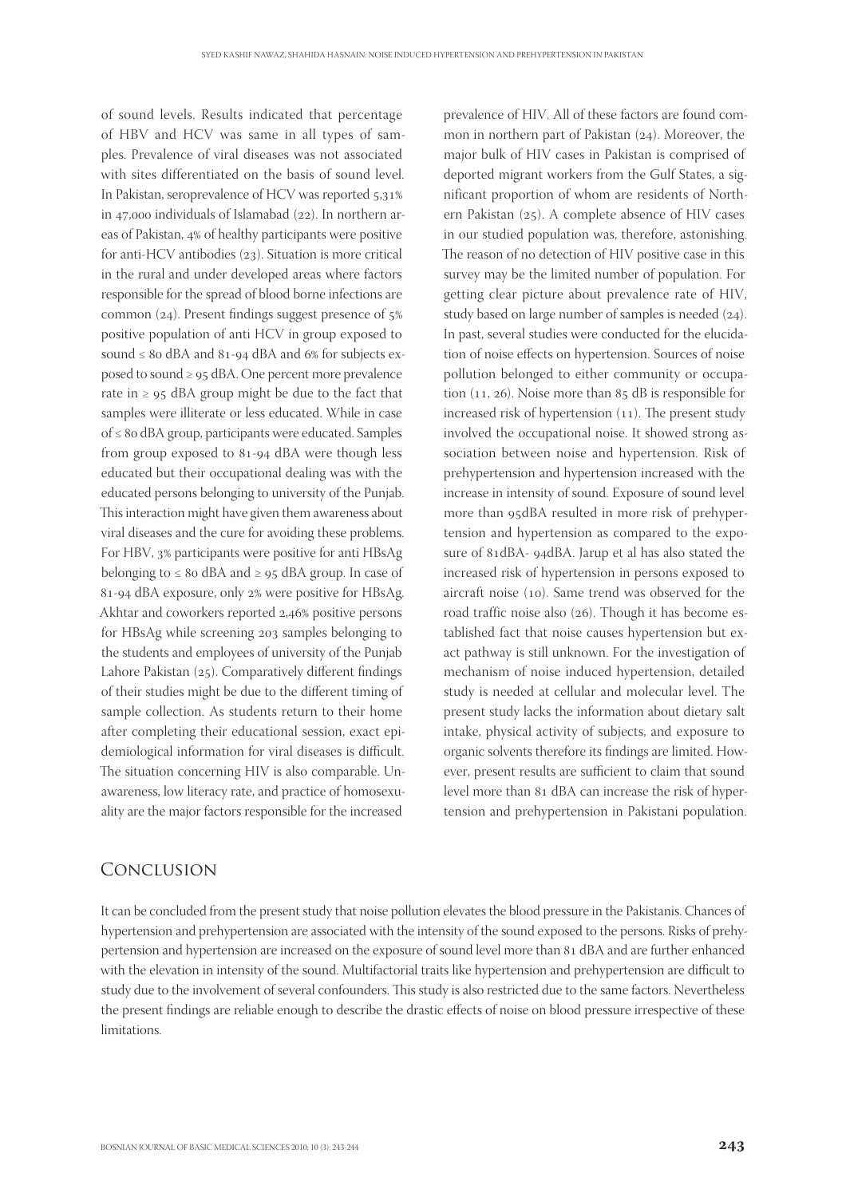of sound levels. Results indicated that percentage of HBV and HCV was same in all types of samples. Prevalence of viral diseases was not associated with sites differentiated on the basis of sound level. In Pakistan, seroprevalence of HCV was reported 5,31% in 47,000 individuals of Islamabad (22). In northern areas of Pakistan, 4% of healthy participants were positive for anti-HCV antibodies (23). Situation is more critical in the rural and under developed areas where factors responsible for the spread of blood borne infections are common (24). Present findings suggest presence of 5% positive population of anti HCV in group exposed to sound ≤ 80 dBA and 81-94 dBA and 6% for subjects exposed to sound ≥ 95 dBA. One percent more prevalence rate in ≥ 95 dBA group might be due to the fact that samples were illiterate or less educated. While in case of ≤ 80 dBA group, participants were educated. Samples from group exposed to 81-94 dBA were though less educated but their occupational dealing was with the educated persons belonging to university of the Punjab. This interaction might have given them awareness about viral diseases and the cure for avoiding these problems. For HBV, 3% participants were positive for anti HBsAg belonging to ≤ 80 dBA and ≥ 95 dBA group. In case of 81-94 dBA exposure, only 2% were positive for HBsAg. Akhtar and coworkers reported 2,46% positive persons for HBsAg while screening 203 samples belonging to the students and employees of university of the Punjab Lahore Pakistan (25). Comparatively different findings of their studies might be due to the different timing of sample collection. As students return to their home after completing their educational session, exact epidemiological information for viral diseases is difficult. The situation concerning HIV is also comparable. Unawareness, low literacy rate, and practice of homosexuality are the major factors responsible for the increased prevalence of HIV. All of these factors are found common in northern part of Pakistan (24). Moreover, the major bulk of HIV cases in Pakistan is comprised of deported migrant workers from the Gulf States, a significant proportion of whom are residents of Northern Pakistan (25). A complete absence of HIV cases in our studied population was, therefore, astonishing. The reason of no detection of HIV positive case in this survey may be the limited number of population. For getting clear picture about prevalence rate of HIV, study based on large number of samples is needed (24). In past, several studies were conducted for the elucidation of noise effects on hypertension. Sources of noise pollution belonged to either community or occupation (11, 26). Noise more than 85 dB is responsible for increased risk of hypertension (11). The present study involved the occupational noise. It showed strong association between noise and hypertension. Risk of prehypertension and hypertension increased with the increase in intensity of sound. Exposure of sound level more than 95dBA resulted in more risk of prehypertension and hypertension as compared to the exposure of 81dBA- 94dBA. Jarup et al has also stated the increased risk of hypertension in persons exposed to aircraft noise (10). Same trend was observed for the road traffic noise also (26). Though it has become established fact that noise causes hypertension but exact pathway is still unknown. For the investigation of mechanism of noise induced hypertension, detailed study is needed at cellular and molecular level. The present study lacks the information about dietary salt intake, physical activity of subjects, and exposure to organic solvents therefore its findings are limited. However, present results are sufficient to claim that sound level more than 81 dBA can increase the risk of hypertension and prehypertension in Pakistani population.

## Conclusion

It can be concluded from the present study that noise pollution elevates the blood pressure in the Pakistanis. Chances of hypertension and prehypertension are associated with the intensity of the sound exposed to the persons. Risks of prehypertension and hypertension are increased on the exposure of sound level more than 81 dBA and are further enhanced with the elevation in intensity of the sound. Multifactorial traits like hypertension and prehypertension are difficult to study due to the involvement of several confounders. This study is also restricted due to the same factors. Nevertheless the present findings are reliable enough to describe the drastic effects of noise on blood pressure irrespective of these limitations.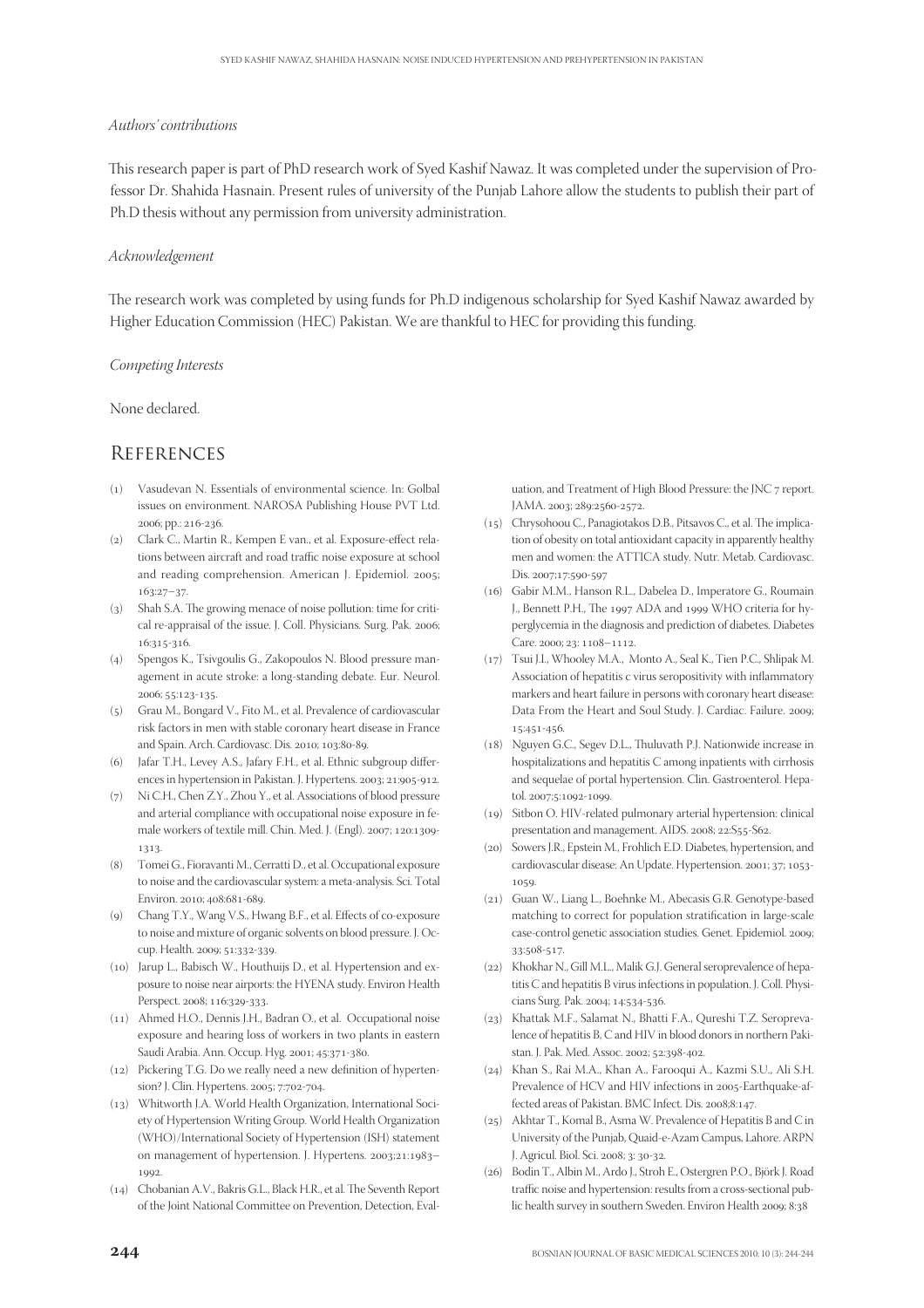*Authors' contributions*

This research paper is part of PhD research work of Syed Kashif Nawaz. It was completed under the supervision of Professor Dr. Shahida Hasnain. Present rules of university of the Punjab Lahore allow the students to publish their part of Ph.D thesis without any permission from university administration.

*Acknowledgement*

The research work was completed by using funds for Ph.D indigenous scholarship for Syed Kashif Nawaz awarded by Higher Education Commission (HEC) Pakistan. We are thankful to HEC for providing this funding.

*Competing Interests*

None declared.

# References

(1) Vasudevan N. Essentials of environmental science. In: Golbal issues on environment. NAROSA Publishing House PVT Ltd. 2006; pp.: 216-236.

(2) Clark C., Martin R., Kempen E van., et al. Exposure-effect relations between aircraft and road traffic noise exposure at school and reading comprehension. American J. Epidemiol. 2005; 163:27–37.

(3) Shah S.A. The growing menace of noise pollution: time for critical re-appraisal of the issue. J. Coll. Physicians. Surg. Pak. 2006; 16:315-316.

(4) Spengos K., Tsivgoulis G., Zakopoulos N. Blood pressure management in acute stroke: a long-standing debate. Eur. Neurol. 2006; 55:123-135.

(5) Grau M., Bongard V., Fito M., et al. Prevalence of cardiovascular risk factors in men with stable coronary heart disease in France and Spain. Arch. Cardiovasc. Dis. 2010; 103:80-89.

(6) Jafar T.H., Levey A.S., Jafary F.H., et al. Ethnic subgroup differences in hypertension in Pakistan. J. Hypertens. 2003; 21:905-912.

(7) Ni C.H., Chen Z.Y., Zhou Y., et al. Associations of blood pressure and arterial compliance with occupational noise exposure in female workers of textile mill. Chin. Med. J. (Engl). 2007; 120:1309-1313.

(8) Tomei G., Fioravanti M., Cerratti D., et al. Occupational exposure to noise and the cardiovascular system: a meta-analysis. Sci. Total Environ. 2010; 408:681-689.

(9) Chang T.Y., Wang V.S., Hwang B.F., et al. Effects of co-exposure to noise and mixture of organic solvents on blood pressure. J. Occup. Health. 2009; 51:332-339.

(10) Jarup L., Babisch W., Houthuijs D., et al. Hypertension and exposure to noise near airports: the HYENA study. Environ Health Perspect. 2008; 116:329-333.

(11) Ahmed H.O., Dennis J.H., Badran O., et al. Occupational noise exposure and hearing loss of workers in two plants in eastern Saudi Arabia. Ann. Occup. Hyg. 2001; 45:371-380.

(12) Pickering T.G. Do we really need a new definition of hypertension? J. Clin. Hypertens. 2005; 7:702-704.

(13) Whitworth J.A. World Health Organization, International Society of Hypertension Writing Group. World Health Organization (WHO)/International Society of Hypertension (ISH) statement on management of hypertension. J. Hypertens. 2003;21:1983–1992.

(14) Chobanian A.V., Bakris G.L., Black H.R., et al. The Seventh Report of the Joint National Committee on Prevention, Detection, Evaluation, and Treatment of High Blood Pressure: the JNC 7 report. JAMA. 2003; 289:2560-2572.

(15) Chrysohoou C., Panagiotakos D.B., Pitsavos C., et al. The implication of obesity on total antioxidant capacity in apparently healthy men and women: the ATTICA study. Nutr. Metab. Cardiovasc. Dis. 2007;17:590-597

(16) Gabir M.M., Hanson R.L., Dabelea D., Imperatore G., Roumain J., Bennett P.H., The 1997 ADA and 1999 WHO criteria for hyperglycemia in the diagnosis and prediction of diabetes. Diabetes Care. 2000; 23: 1108–1112.

(17) Tsui J.I., Whooley M.A., Monto A., Seal K., Tien P.C., Shlipak M. Association of hepatitis c virus seropositivity with inflammatory markers and heart failure in persons with coronary heart disease: Data From the Heart and Soul Study. J. Cardiac. Failure. 2009; 15:451-456.

(18) Nguyen G.C., Segev D.L., Thuluvath P.J. Nationwide increase in hospitalizations and hepatitis C among inpatients with cirrhosis and sequelae of portal hypertension. Clin. Gastroenterol. Hepatol. 2007;5:1092-1099.

(19) Sitbon O. HIV-related pulmonary arterial hypertension: clinical presentation and management. AIDS. 2008; 22:S55-S62.

(20) Sowers J.R., Epstein M., Frohlich E.D. Diabetes, hypertension, and cardiovascular disease: An Update. Hypertension. 2001; 37; 1053-1059.

(21) Guan W., Liang L., Boehnke M., Abecasis G.R. Genotype-based matching to correct for population stratification in large-scale case-control genetic association studies. Genet. Epidemiol. 2009; 33:508-517.

(22) Khokhar N., Gill M.L., Malik G.J. General seroprevalence of hepatitis C and hepatitis B virus infections in population. J. Coll. Physicians Surg. Pak. 2004; 14:534-536.

(23) Khattak M.F., Salamat N., Bhatti F.A., Qureshi T.Z. Seroprevalence of hepatitis B, C and HIV in blood donors in northern Pakistan. J. Pak. Med. Assoc. 2002; 52:398-402.

(24) Khan S., Rai M.A., Khan A., Farooqui A., Kazmi S.U., Ali S.H. Prevalence of HCV and HIV infections in 2005-Earthquake-affected areas of Pakistan. BMC Infect. Dis. 2008;8:147.

(25) Akhtar T., Komal B., Asma W. Prevalence of Hepatitis B and C in University of the Punjab, Quaid-e-Azam Campus, Lahore. ARPN J. Agricul. Biol. Sci. 2008; 3: 30-32.

(26) Bodin T., Albin M., Ardo J., Stroh E., Ostergren P.O., Björk J. Road traffic noise and hypertension: results from a cross-sectional public health survey in southern Sweden. Environ Health 2009; 8:38